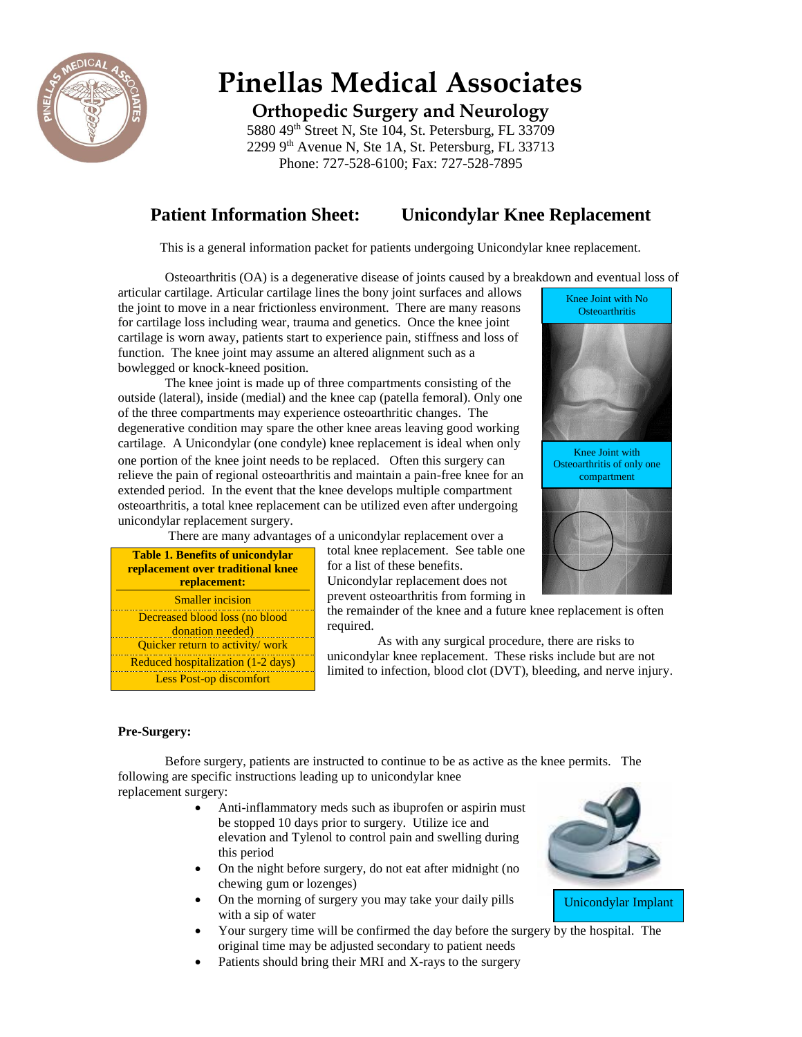# Pinellas Medical Associates

## Orthopedic Surgery and Neurology

5880 49th Street N, Ste 104, St. Petersburg, FL 33709
2299 9th Avenue N, Ste 1A, St. Petersburg, FL 33713
Phone: 727-528-6100; Fax: 727-528-7895

## Patient Information Sheet: Unicondylar Knee Replacement

This is a general information packet for patients undergoing Unicondylar knee replacement.

Osteoarthritis (OA) is a degenerative disease of joints caused by a breakdown and eventual loss of articular cartilage. Articular cartilage lines the bony joint surfaces and allows the joint to move in a near frictionless environment. There are many reasons for cartilage loss including wear, trauma and genetics. Once the knee joint cartilage is worn away, patients start to experience pain, stiffness and loss of function. The knee joint may assume an altered alignment such as a bowlegged or knock-kneed position.

The knee joint is made up of three compartments consisting of the outside (lateral), inside (medial) and the knee cap (patella femoral). Only one of the three compartments may experience osteoarthritic changes. The degenerative condition may spare the other knee areas leaving good working cartilage. A Unicondylar (one condyle) knee replacement is ideal when only one portion of the knee joint needs to be replaced. Often this surgery can relieve the pain of regional osteoarthritis and maintain a pain-free knee for an extended period. In the event that the knee develops multiple compartment osteoarthritis, a total knee replacement can be utilized even after undergoing unicondylar replacement surgery.

Knee Joint with No Osteoarthritis

Knee Joint with Osteoarthritis of only one compartment

There are many advantages of a unicondylar replacement over a total knee replacement. See table one for a list of these benefits. Unicondylar replacement does not prevent osteoarthritis from forming in the remainder of the knee and a future knee replacement is often required.

| Table 1. Benefits of unicondylar replacement over traditional knee replacement: |
|---|
| Smaller incision |
| Decreased blood loss (no blood donation needed) |
| Quicker return to activity/ work |
| Reduced hospitalization (1-2 days) |
| Less Post-op discomfort |

As with any surgical procedure, there are risks to unicondylar knee replacement. These risks include but are not limited to infection, blood clot (DVT), bleeding, and nerve injury.

**Pre-Surgery:**

Before surgery, patients are instructed to continue to be as active as the knee permits. The following are specific instructions leading up to unicondylar knee replacement surgery:

- Anti-inflammatory meds such as ibuprofen or aspirin must be stopped 10 days prior to surgery. Utilize ice and elevation and Tylenol to control pain and swelling during this period
- On the night before surgery, do not eat after midnight (no chewing gum or lozenges)
- On the morning of surgery you may take your daily pills with a sip of water
- Your surgery time will be confirmed the day before the surgery by the hospital. The original time may be adjusted secondary to patient needs
- Patients should bring their MRI and X-rays to the surgery

Unicondylar Implant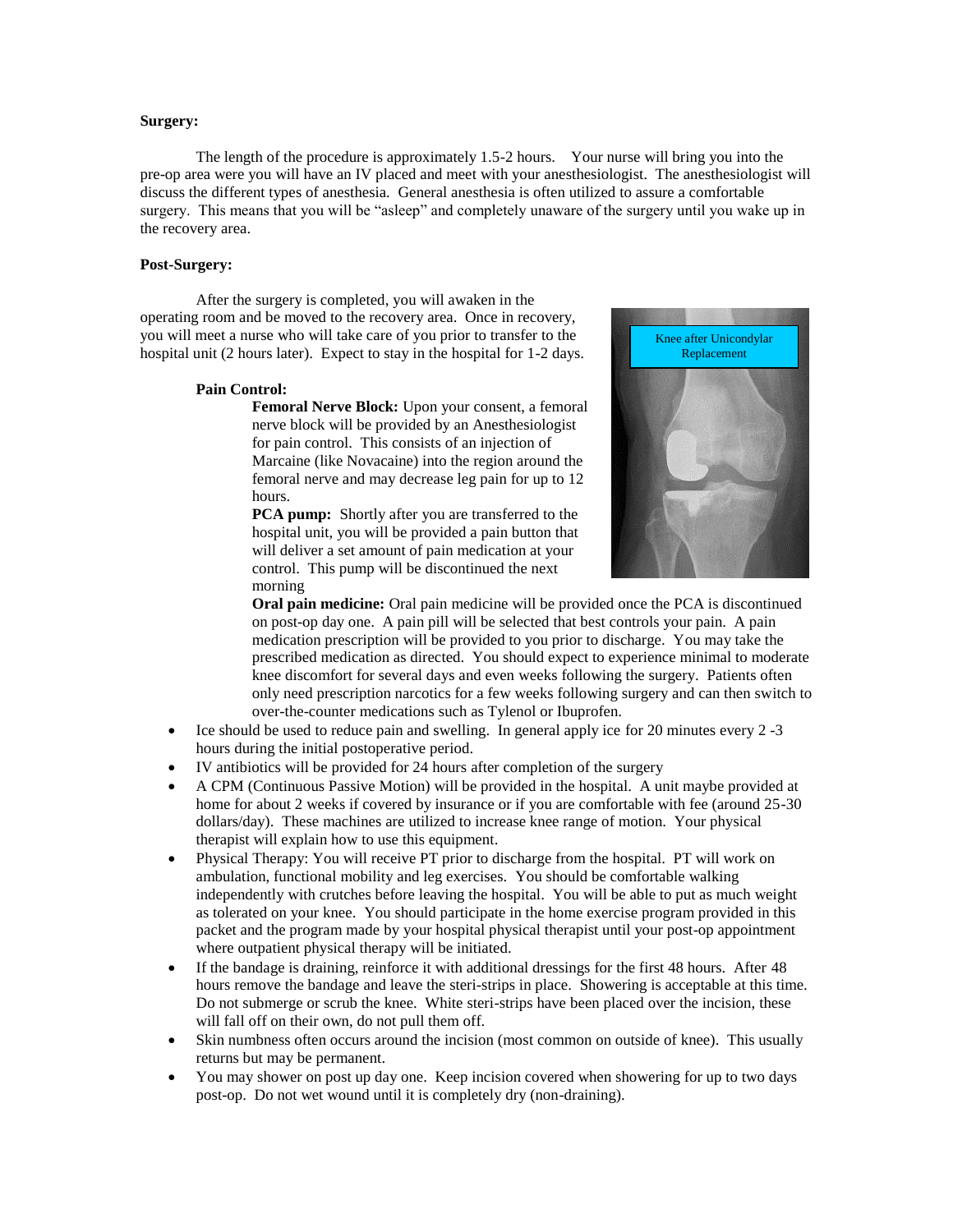**Surgery:**

The length of the procedure is approximately 1.5-2 hours. Your nurse will bring you into the pre-op area were you will have an IV placed and meet with your anesthesiologist. The anesthesiologist will discuss the different types of anesthesia. General anesthesia is often utilized to assure a comfortable surgery. This means that you will be "asleep" and completely unaware of the surgery until you wake up in the recovery area.

**Post-Surgery:**

After the surgery is completed, you will awaken in the operating room and be moved to the recovery area. Once in recovery, you will meet a nurse who will take care of you prior to transfer to the hospital unit (2 hours later). Expect to stay in the hospital for 1-2 days.

Knee after Unicondylar Replacement

**Pain Control:**

**Femoral Nerve Block:** Upon your consent, a femoral nerve block will be provided by an Anesthesiologist for pain control. This consists of an injection of Marcaine (like Novacaine) into the region around the femoral nerve and may decrease leg pain for up to 12 hours.

**PCA pump:** Shortly after you are transferred to the hospital unit, you will be provided a pain button that will deliver a set amount of pain medication at your control. This pump will be discontinued the next morning

**Oral pain medicine:** Oral pain medicine will be provided once the PCA is discontinued on post-op day one. A pain pill will be selected that best controls your pain. A pain medication prescription will be provided to you prior to discharge. You may take the prescribed medication as directed. You should expect to experience minimal to moderate knee discomfort for several days and even weeks following the surgery. Patients often only need prescription narcotics for a few weeks following surgery and can then switch to over-the-counter medications such as Tylenol or Ibuprofen.

- Ice should be used to reduce pain and swelling. In general apply ice for 20 minutes every 2 -3 hours during the initial postoperative period.
- IV antibiotics will be provided for 24 hours after completion of the surgery
- A CPM (Continuous Passive Motion) will be provided in the hospital. A unit maybe provided at home for about 2 weeks if covered by insurance or if you are comfortable with fee (around 25-30 dollars/day). These machines are utilized to increase knee range of motion. Your physical therapist will explain how to use this equipment.
- Physical Therapy: You will receive PT prior to discharge from the hospital. PT will work on ambulation, functional mobility and leg exercises. You should be comfortable walking independently with crutches before leaving the hospital. You will be able to put as much weight as tolerated on your knee. You should participate in the home exercise program provided in this packet and the program made by your hospital physical therapist until your post-op appointment where outpatient physical therapy will be initiated.
- If the bandage is draining, reinforce it with additional dressings for the first 48 hours. After 48 hours remove the bandage and leave the steri-strips in place. Showering is acceptable at this time. Do not submerge or scrub the knee. White steri-strips have been placed over the incision, these will fall off on their own, do not pull them off.
- Skin numbness often occurs around the incision (most common on outside of knee). This usually returns but may be permanent.
- You may shower on post up day one. Keep incision covered when showering for up to two days post-op. Do not wet wound until it is completely dry (non-draining).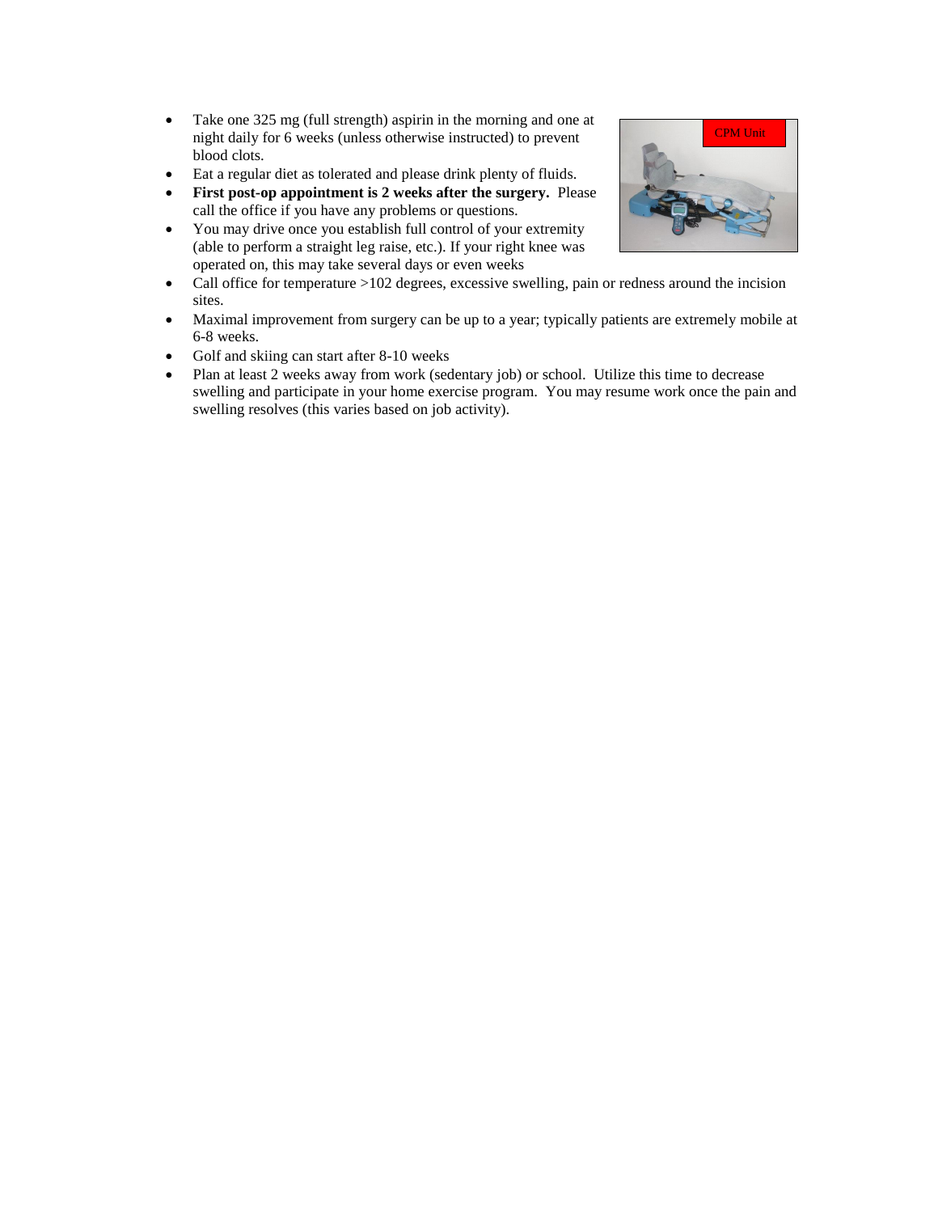- Take one 325 mg (full strength) aspirin in the morning and one at night daily for 6 weeks (unless otherwise instructed) to prevent blood clots.
- Eat a regular diet as tolerated and please drink plenty of fluids.
- **First post-op appointment is 2 weeks after the surgery.** Please call the office if you have any problems or questions.
- You may drive once you establish full control of your extremity (able to perform a straight leg raise, etc.). If your right knee was operated on, this may take several days or even weeks
- Call office for temperature >102 degrees, excessive swelling, pain or redness around the incision sites.
- Maximal improvement from surgery can be up to a year; typically patients are extremely mobile at 6-8 weeks.
- Golf and skiing can start after 8-10 weeks
- Plan at least 2 weeks away from work (sedentary job) or school. Utilize this time to decrease swelling and participate in your home exercise program. You may resume work once the pain and swelling resolves (this varies based on job activity).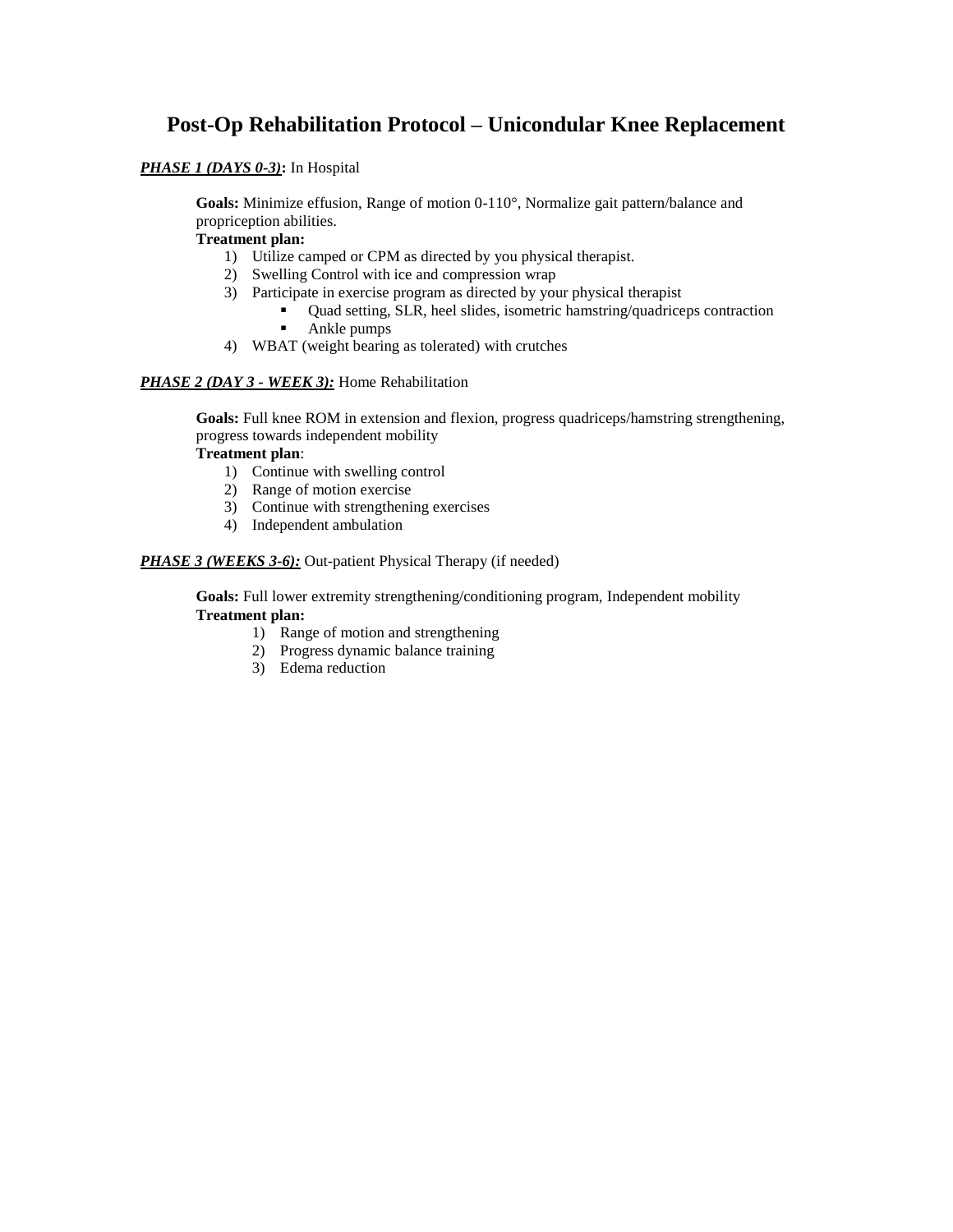# Post-Op Rehabilitation Protocol – Unicondular Knee Replacement

***PHASE 1 (DAYS 0-3)*:** In Hospital

**Goals:** Minimize effusion, Range of motion 0-110°, Normalize gait pattern/balance and propriception abilities.

**Treatment plan:**

1) Utilize camped or CPM as directed by you physical therapist.
2) Swelling Control with ice and compression wrap
3) Participate in exercise program as directed by your physical therapist
   - Quad setting, SLR, heel slides, isometric hamstring/quadriceps contraction
   - Ankle pumps
4) WBAT (weight bearing as tolerated) with crutches

***PHASE 2 (DAY 3 - WEEK 3):*** Home Rehabilitation

**Goals:** Full knee ROM in extension and flexion, progress quadriceps/hamstring strengthening, progress towards independent mobility

**Treatment plan**:

1) Continue with swelling control
2) Range of motion exercise
3) Continue with strengthening exercises
4) Independent ambulation

***PHASE 3 (WEEKS 3-6):*** Out-patient Physical Therapy (if needed)

**Goals:** Full lower extremity strengthening/conditioning program, Independent mobility

**Treatment plan:**

1) Range of motion and strengthening
2) Progress dynamic balance training
3) Edema reduction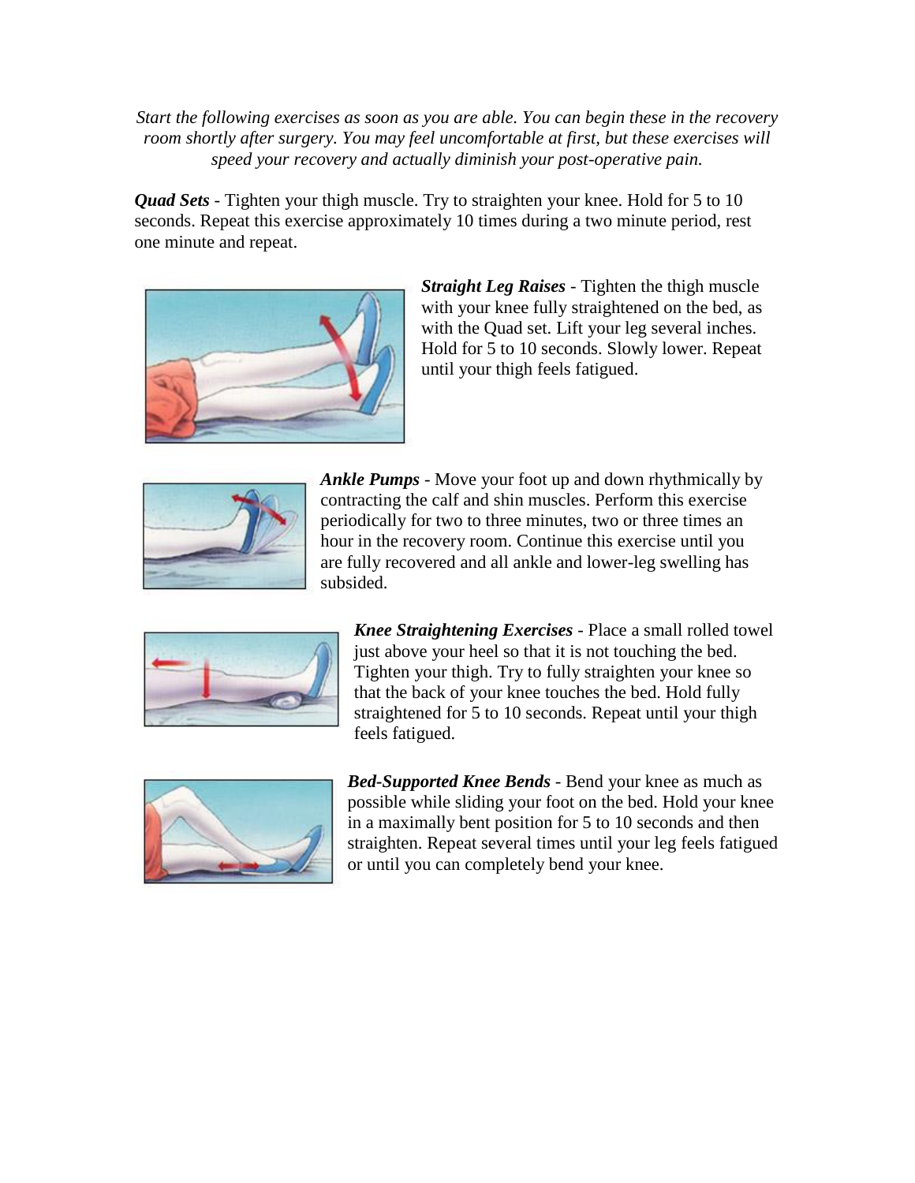*Start the following exercises as soon as you are able. You can begin these in the recovery room shortly after surgery. You may feel uncomfortable at first, but these exercises will speed your recovery and actually diminish your post-operative pain.*

***Quad Sets*** - Tighten your thigh muscle. Try to straighten your knee. Hold for 5 to 10 seconds. Repeat this exercise approximately 10 times during a two minute period, rest one minute and repeat.

***Straight Leg Raises*** - Tighten the thigh muscle with your knee fully straightened on the bed, as with the Quad set. Lift your leg several inches. Hold for 5 to 10 seconds. Slowly lower. Repeat until your thigh feels fatigued.

***Ankle Pumps*** - Move your foot up and down rhythmically by contracting the calf and shin muscles. Perform this exercise periodically for two to three minutes, two or three times an hour in the recovery room. Continue this exercise until you are fully recovered and all ankle and lower-leg swelling has subsided.

***Knee Straightening Exercises*** - Place a small rolled towel just above your heel so that it is not touching the bed. Tighten your thigh. Try to fully straighten your knee so that the back of your knee touches the bed. Hold fully straightened for 5 to 10 seconds. Repeat until your thigh feels fatigued.

***Bed-Supported Knee Bends*** - Bend your knee as much as possible while sliding your foot on the bed. Hold your knee in a maximally bent position for 5 to 10 seconds and then straighten. Repeat several times until your leg feels fatigued or until you can completely bend your knee.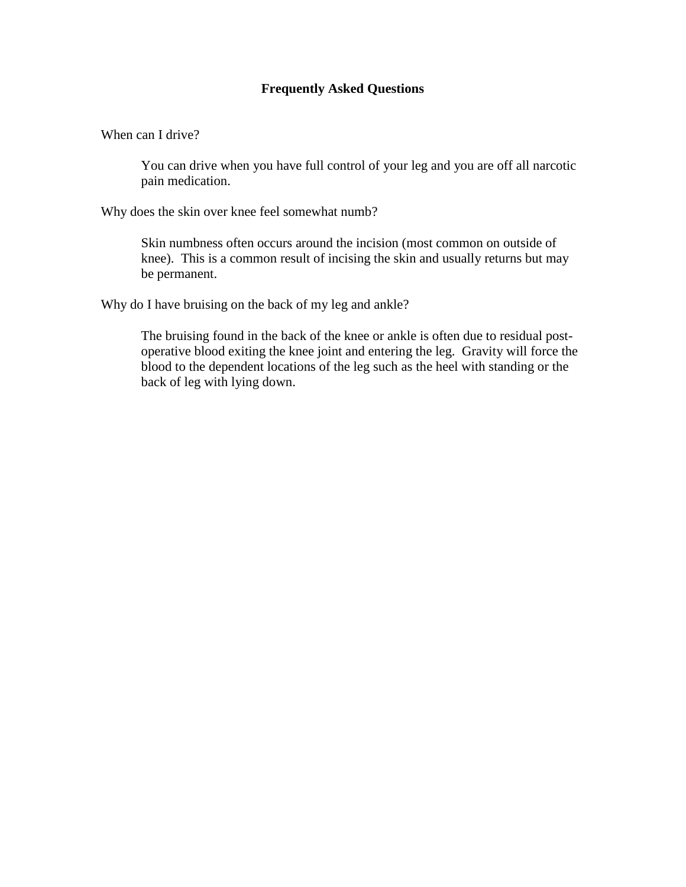## Frequently Asked Questions

When can I drive?

> You can drive when you have full control of your leg and you are off all narcotic pain medication.

Why does the skin over knee feel somewhat numb?

> Skin numbness often occurs around the incision (most common on outside of knee). This is a common result of incising the skin and usually returns but may be permanent.

Why do I have bruising on the back of my leg and ankle?

> The bruising found in the back of the knee or ankle is often due to residual post-operative blood exiting the knee joint and entering the leg. Gravity will force the blood to the dependent locations of the leg such as the heel with standing or the back of leg with lying down.